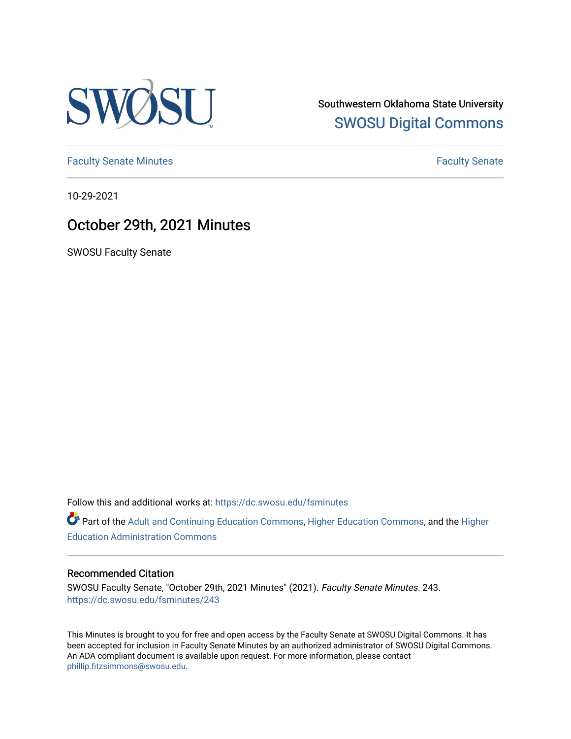SWOSU

Southwestern Oklahoma State University

SWOSU Digital Commons

Faculty Senate Minutes

Faculty Senate

10-29-2021

# October 29th, 2021 Minutes

SWOSU Faculty Senate

Follow this and additional works at: https://dc.swosu.edu/fsminutes

Part of the Adult and Continuing Education Commons, Higher Education Commons, and the Higher Education Administration Commons

## Recommended Citation

SWOSU Faculty Senate, "October 29th, 2021 Minutes" (2021). *Faculty Senate Minutes*. 243.
https://dc.swosu.edu/fsminutes/243

This Minutes is brought to you for free and open access by the Faculty Senate at SWOSU Digital Commons. It has been accepted for inclusion in Faculty Senate Minutes by an authorized administrator of SWOSU Digital Commons. An ADA compliant document is available upon request. For more information, please contact phillip.fitzsimmons@swosu.edu.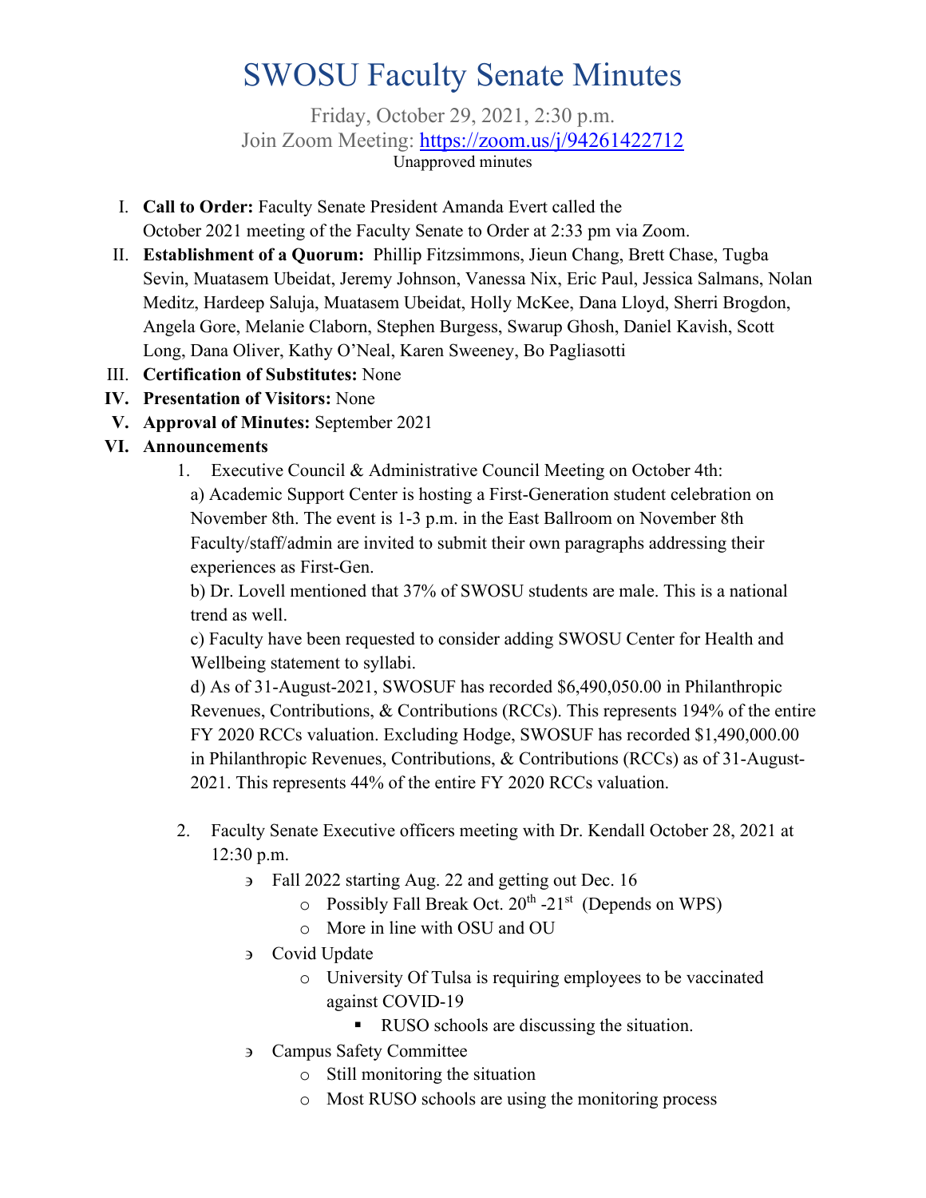# SWOSU Faculty Senate Minutes

Friday, October 29, 2021, 2:30 p.m.
Join Zoom Meeting: https://zoom.us/j/94261422712
Unapproved minutes

I. **Call to Order:** Faculty Senate President Amanda Evert called the October 2021 meeting of the Faculty Senate to Order at 2:33 pm via Zoom.

II. **Establishment of a Quorum:** Phillip Fitzsimmons, Jieun Chang, Brett Chase, Tugba Sevin, Muatasem Ubeidat, Jeremy Johnson, Vanessa Nix, Eric Paul, Jessica Salmans, Nolan Meditz, Hardeep Saluja, Muatasem Ubeidat, Holly McKee, Dana Lloyd, Sherri Brogdon, Angela Gore, Melanie Claborn, Stephen Burgess, Swarup Ghosh, Daniel Kavish, Scott Long, Dana Oliver, Kathy O'Neal, Karen Sweeney, Bo Pagliasotti

III. **Certification of Substitutes:** None

IV. **Presentation of Visitors:** None

V. **Approval of Minutes:** September 2021

VI. **Announcements**

1. Executive Council & Administrative Council Meeting on October 4th:
   a) Academic Support Center is hosting a First-Generation student celebration on November 8th. The event is 1-3 p.m. in the East Ballroom on November 8th Faculty/staff/admin are invited to submit their own paragraphs addressing their experiences as First-Gen.
   b) Dr. Lovell mentioned that 37% of SWOSU students are male. This is a national trend as well.
   c) Faculty have been requested to consider adding SWOSU Center for Health and Wellbeing statement to syllabi.
   d) As of 31-August-2021, SWOSUF has recorded $6,490,050.00 in Philanthropic Revenues, Contributions, & Contributions (RCCs). This represents 194% of the entire FY 2020 RCCs valuation. Excluding Hodge, SWOSUF has recorded $1,490,000.00 in Philanthropic Revenues, Contributions, & Contributions (RCCs) as of 31-August-2021. This represents 44% of the entire FY 2020 RCCs valuation.

2. Faculty Senate Executive officers meeting with Dr. Kendall October 28, 2021 at 12:30 p.m.
   - Fall 2022 starting Aug. 22 and getting out Dec. 16
     - Possibly Fall Break Oct. 20th -21st (Depends on WPS)
     - More in line with OSU and OU
   - Covid Update
     - University Of Tulsa is requiring employees to be vaccinated against COVID-19
       - RUSO schools are discussing the situation.
   - Campus Safety Committee
     - Still monitoring the situation
     - Most RUSO schools are using the monitoring process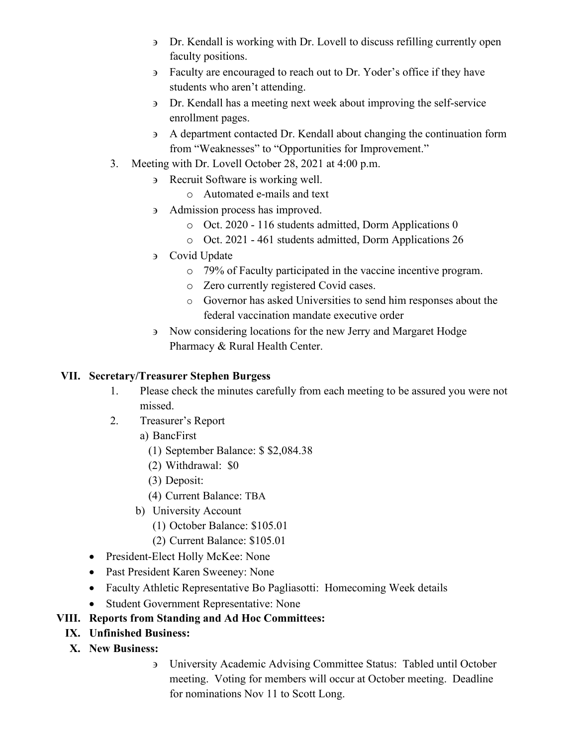- Dr. Kendall is working with Dr. Lovell to discuss refilling currently open faculty positions.
- Faculty are encouraged to reach out to Dr. Yoder's office if they have students who aren't attending.
- Dr. Kendall has a meeting next week about improving the self-service enrollment pages.
- A department contacted Dr. Kendall about changing the continuation form from "Weaknesses" to "Opportunities for Improvement."

3. Meeting with Dr. Lovell October 28, 2021 at 4:00 p.m.
   - Recruit Software is working well.
     - Automated e-mails and text
   - Admission process has improved.
     - Oct. 2020 - 116 students admitted, Dorm Applications 0
     - Oct. 2021 - 461 students admitted, Dorm Applications 26
   - Covid Update
     - 79% of Faculty participated in the vaccine incentive program.
     - Zero currently registered Covid cases.
     - Governor has asked Universities to send him responses about the federal vaccination mandate executive order
   - Now considering locations for the new Jerry and Margaret Hodge Pharmacy & Rural Health Center.

## VII. Secretary/Treasurer Stephen Burgess

1. Please check the minutes carefully from each meeting to be assured you were not missed.
2. Treasurer's Report
   a) BancFirst
      (1) September Balance: $ $2,084.38
      (2) Withdrawal: $0
      (3) Deposit:
      (4) Current Balance: TBA
   b) University Account
      (1) October Balance: $105.01
      (2) Current Balance: $105.01

- President-Elect Holly McKee: None
- Past President Karen Sweeney: None
- Faculty Athletic Representative Bo Pagliasotti: Homecoming Week details
- Student Government Representative: None

## VIII. Reports from Standing and Ad Hoc Committees:

## IX. Unfinished Business:

## X. New Business:

- University Academic Advising Committee Status: Tabled until October meeting. Voting for members will occur at October meeting. Deadline for nominations Nov 11 to Scott Long.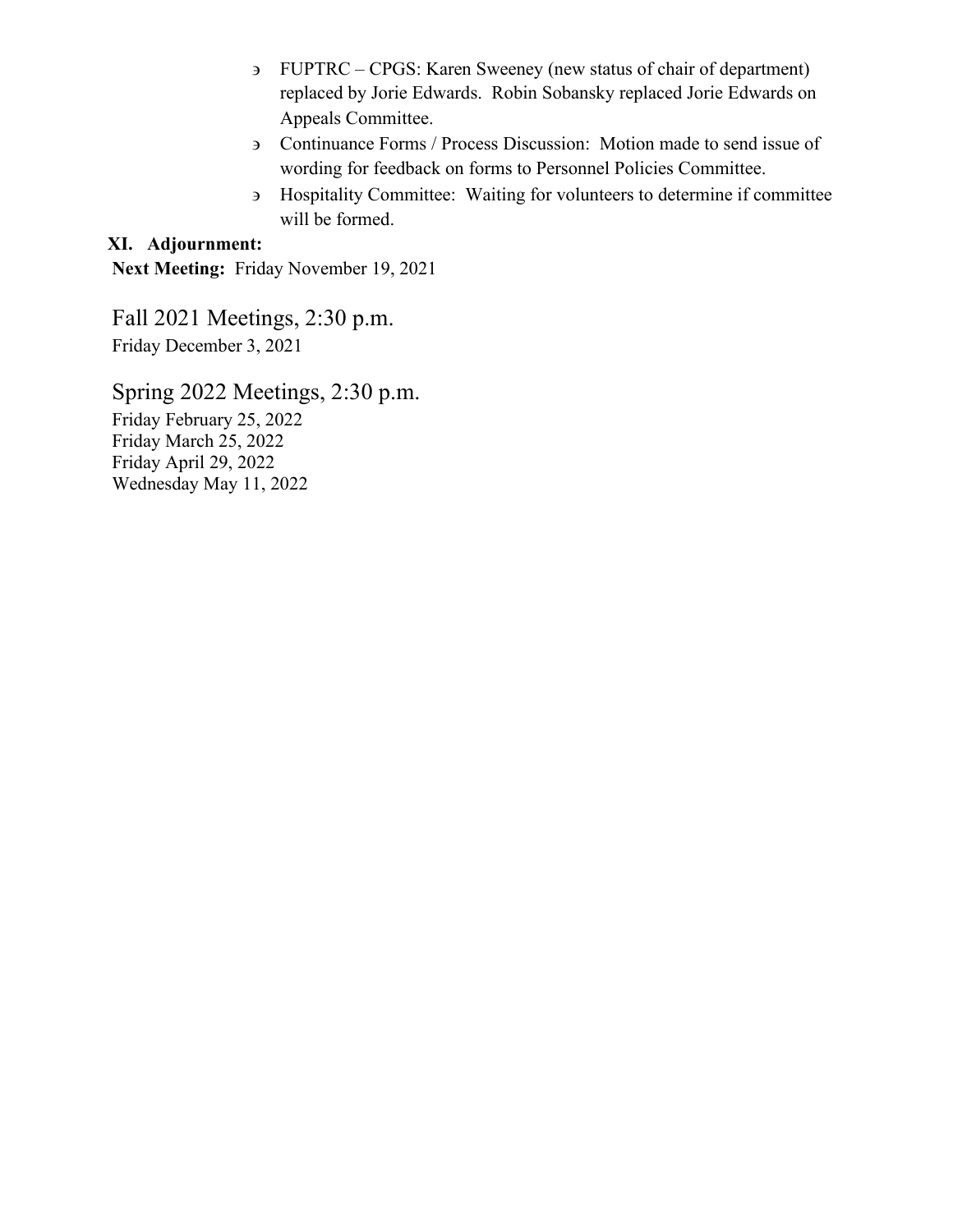- FUPTRC – CPGS: Karen Sweeney (new status of chair of department) replaced by Jorie Edwards. Robin Sobansky replaced Jorie Edwards on Appeals Committee.
- Continuance Forms / Process Discussion: Motion made to send issue of wording for feedback on forms to Personnel Policies Committee.
- Hospitality Committee: Waiting for volunteers to determine if committee will be formed.

**XI. Adjournment:**

**Next Meeting:** Friday November 19, 2021

## Fall 2021 Meetings, 2:30 p.m.

Friday December 3, 2021

## Spring 2022 Meetings, 2:30 p.m.

Friday February 25, 2022
Friday March 25, 2022
Friday April 29, 2022
Wednesday May 11, 2022